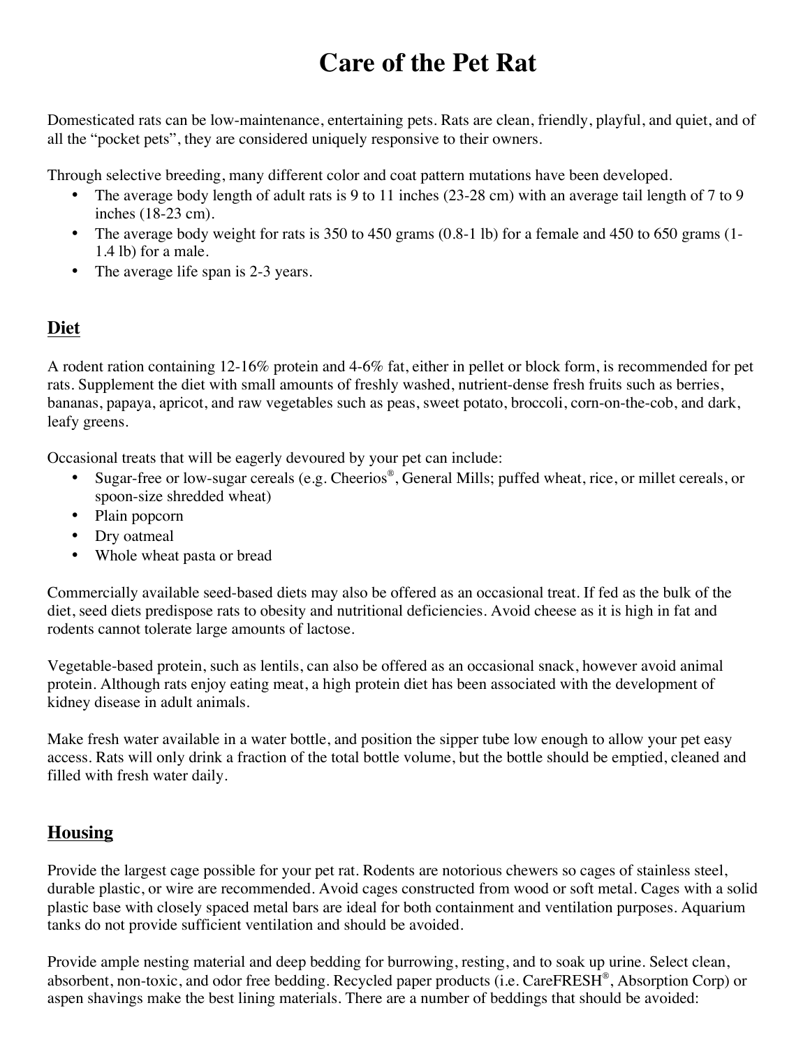# Care of the Pet Rat

Domesticated rats can be low-maintenance, entertaining pets. Rats are clean, friendly, playful, and quiet, and of all the "pocket pets", they are considered uniquely responsive to their owners.

Through selective breeding, many different color and coat pattern mutations have been developed.

- The average body length of adult rats is 9 to 11 inches (23-28 cm) with an average tail length of 7 to 9 inches (18-23 cm).
- The average body weight for rats is 350 to 450 grams (0.8-1 lb) for a female and 450 to 650 grams (1-1.4 lb) for a male.
- The average life span is 2-3 years.

## Diet

A rodent ration containing 12-16% protein and 4-6% fat, either in pellet or block form, is recommended for pet rats. Supplement the diet with small amounts of freshly washed, nutrient-dense fresh fruits such as berries, bananas, papaya, apricot, and raw vegetables such as peas, sweet potato, broccoli, corn-on-the-cob, and dark, leafy greens.

Occasional treats that will be eagerly devoured by your pet can include:

- Sugar-free or low-sugar cereals (e.g. Cheerios®, General Mills; puffed wheat, rice, or millet cereals, or spoon-size shredded wheat)
- Plain popcorn
- Dry oatmeal
- Whole wheat pasta or bread

Commercially available seed-based diets may also be offered as an occasional treat. If fed as the bulk of the diet, seed diets predispose rats to obesity and nutritional deficiencies. Avoid cheese as it is high in fat and rodents cannot tolerate large amounts of lactose.

Vegetable-based protein, such as lentils, can also be offered as an occasional snack, however avoid animal protein. Although rats enjoy eating meat, a high protein diet has been associated with the development of kidney disease in adult animals.

Make fresh water available in a water bottle, and position the sipper tube low enough to allow your pet easy access. Rats will only drink a fraction of the total bottle volume, but the bottle should be emptied, cleaned and filled with fresh water daily.

## Housing

Provide the largest cage possible for your pet rat. Rodents are notorious chewers so cages of stainless steel, durable plastic, or wire are recommended. Avoid cages constructed from wood or soft metal. Cages with a solid plastic base with closely spaced metal bars are ideal for both containment and ventilation purposes. Aquarium tanks do not provide sufficient ventilation and should be avoided.

Provide ample nesting material and deep bedding for burrowing, resting, and to soak up urine. Select clean, absorbent, non-toxic, and odor free bedding. Recycled paper products (i.e. CareFRESH®, Absorption Corp) or aspen shavings make the best lining materials. There are a number of beddings that should be avoided: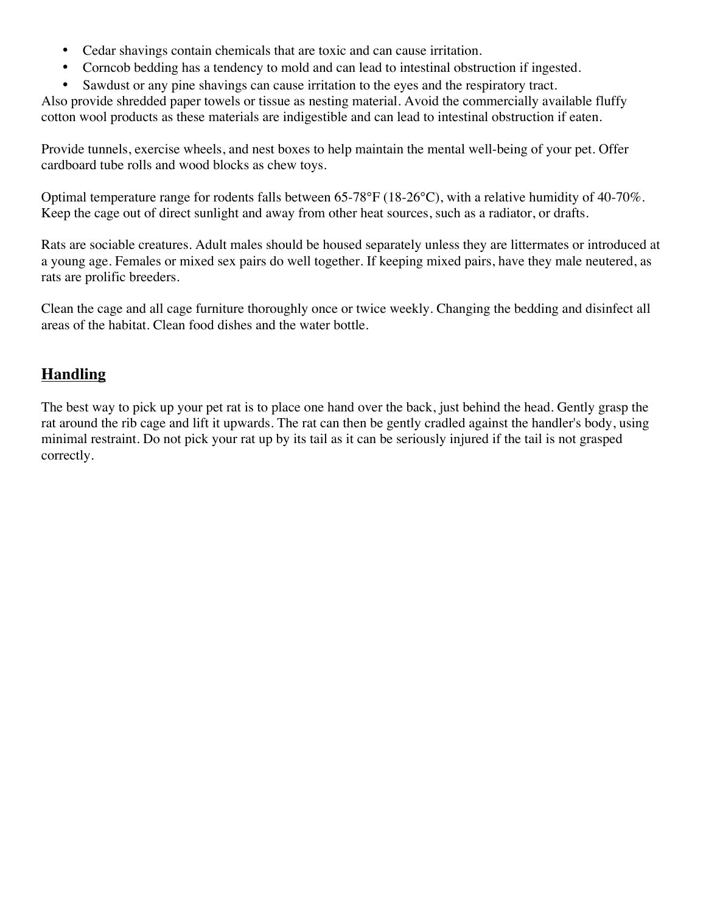- Cedar shavings contain chemicals that are toxic and can cause irritation.
- Corncob bedding has a tendency to mold and can lead to intestinal obstruction if ingested.
- Sawdust or any pine shavings can cause irritation to the eyes and the respiratory tract.

Also provide shredded paper towels or tissue as nesting material. Avoid the commercially available fluffy cotton wool products as these materials are indigestible and can lead to intestinal obstruction if eaten.

Provide tunnels, exercise wheels, and nest boxes to help maintain the mental well-being of your pet. Offer cardboard tube rolls and wood blocks as chew toys.

Optimal temperature range for rodents falls between 65-78°F (18-26°C), with a relative humidity of 40-70%. Keep the cage out of direct sunlight and away from other heat sources, such as a radiator, or drafts.

Rats are sociable creatures. Adult males should be housed separately unless they are littermates or introduced at a young age. Females or mixed sex pairs do well together. If keeping mixed pairs, have they male neutered, as rats are prolific breeders.

Clean the cage and all cage furniture thoroughly once or twice weekly. Changing the bedding and disinfect all areas of the habitat. Clean food dishes and the water bottle.

## Handling

The best way to pick up your pet rat is to place one hand over the back, just behind the head. Gently grasp the rat around the rib cage and lift it upwards. The rat can then be gently cradled against the handler's body, using minimal restraint. Do not pick your rat up by its tail as it can be seriously injured if the tail is not grasped correctly.